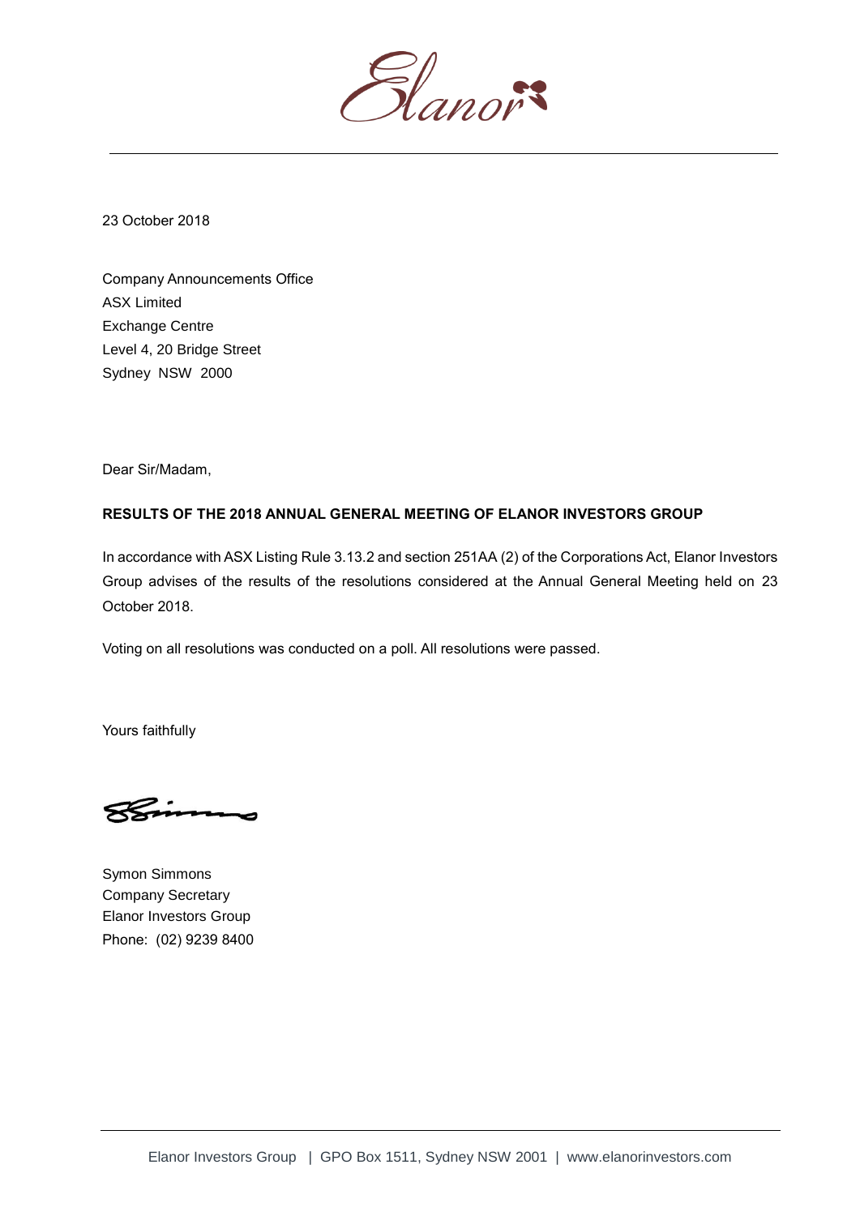23 October 2018

Company Announcements Office
ASX Limited
Exchange Centre
Level 4, 20 Bridge Street
Sydney NSW 2000

Dear Sir/Madam,

**RESULTS OF THE 2018 ANNUAL GENERAL MEETING OF ELANOR INVESTORS GROUP**

In accordance with ASX Listing Rule 3.13.2 and section 251AA (2) of the Corporations Act, Elanor Investors Group advises of the results of the resolutions considered at the Annual General Meeting held on 23 October 2018.

Voting on all resolutions was conducted on a poll. All resolutions were passed.

Yours faithfully

Symon Simmons
Company Secretary
Elanor Investors Group
Phone: (02) 9239 8400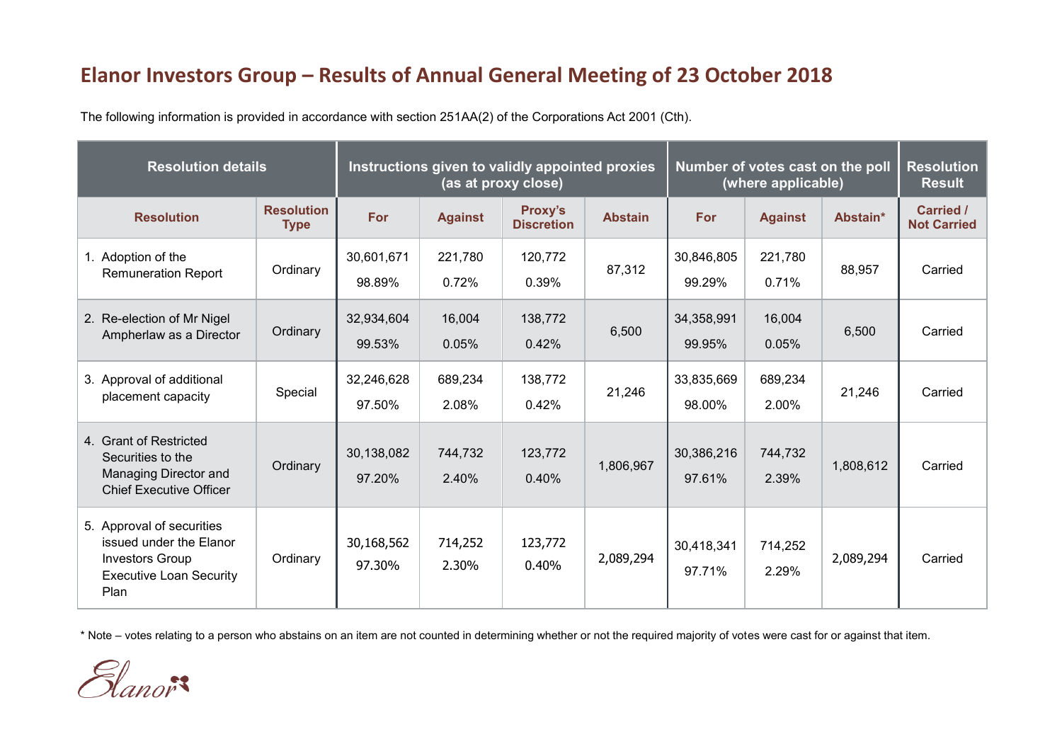# Elanor Investors Group – Results of Annual General Meeting of 23 October 2018

The following information is provided in accordance with section 251AA(2) of the Corporations Act 2001 (Cth).

| Resolution details | | Instructions given to validly appointed proxies (as at proxy close) | | | | Number of votes cast on the poll (where applicable) | | | Resolution Result |
|---|---|---|---|---|---|---|---|---|---|
| **Resolution** | **Resolution Type** | **For** | **Against** | **Proxy's Discretion** | **Abstain** | **For** | **Against** | **Abstain*** | **Carried / Not Carried** |
| 1. Adoption of the Remuneration Report | Ordinary | 30,601,671 98.89% | 221,780 0.72% | 120,772 0.39% | 87,312 | 30,846,805 99.29% | 221,780 0.71% | 88,957 | Carried |
| 2. Re-election of Mr Nigel Ampherlaw as a Director | Ordinary | 32,934,604 99.53% | 16,004 0.05% | 138,772 0.42% | 6,500 | 34,358,991 99.95% | 16,004 0.05% | 6,500 | Carried |
| 3. Approval of additional placement capacity | Special | 32,246,628 97.50% | 689,234 2.08% | 138,772 0.42% | 21,246 | 33,835,669 98.00% | 689,234 2.00% | 21,246 | Carried |
| 4. Grant of Restricted Securities to the Managing Director and Chief Executive Officer | Ordinary | 30,138,082 97.20% | 744,732 2.40% | 123,772 0.40% | 1,806,967 | 30,386,216 97.61% | 744,732 2.39% | 1,808,612 | Carried |
| 5. Approval of securities issued under the Elanor Investors Group Executive Loan Security Plan | Ordinary | 30,168,562 97.30% | 714,252 2.30% | 123,772 0.40% | 2,089,294 | 30,418,341 97.71% | 714,252 2.29% | 2,089,294 | Carried |

* Note – votes relating to a person who abstains on an item are not counted in determining whether or not the required majority of votes were cast for or against that item.

Elanor